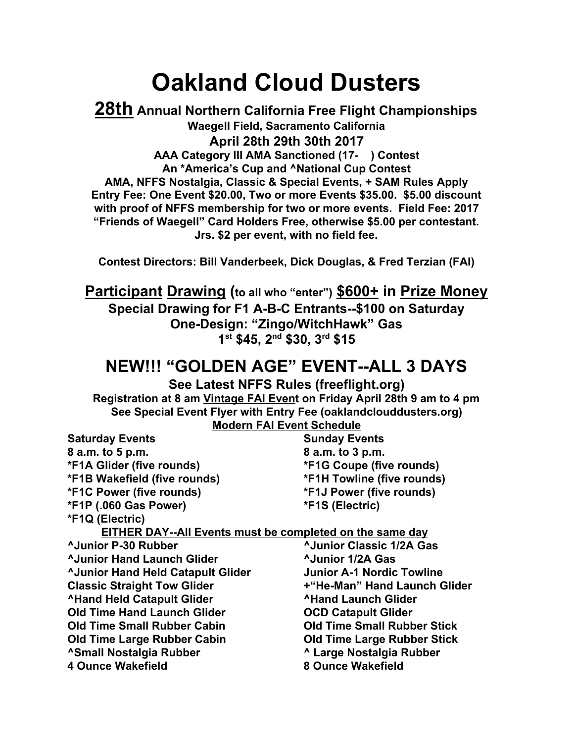# Oakland Cloud Dusters

## **28th** Annual Northern California Free Flight Championships

**Waegell Field, Sacramento California**

**April 28th 29th 30th 2017**

**AAA Category III AMA Sanctioned (17-    ) Contest**

**An *America's Cup and ^National Cup Contest**

**AMA, NFFS Nostalgia, Classic & Special Events, + SAM Rules Apply**

**Entry Fee: One Event $20.00, Two or more Events $35.00. $5.00 discount with proof of NFFS membership for two or more events. Field Fee: 2017 "Friends of Waegell" Card Holders Free, otherwise $5.00 per contestant. Jrs. $2 per event, with no field fee.**

**Contest Directors: Bill Vanderbeek, Dick Douglas, & Fred Terzian (FAI)**

## Participant Drawing (to all who "enter") $600+ in Prize Money

**Special Drawing for F1 A-B-C Entrants--$100 on Saturday**

**One-Design: "Zingo/WitchHawk" Gas**

**1st $45, 2nd $30, 3rd $15**

## NEW!!! "GOLDEN AGE" EVENT--ALL 3 DAYS

**See Latest NFFS Rules (freeflight.org)**

**Registration at 8 am Vintage FAI Event on Friday April 28th 9 am to 4 pm**

**See Special Event Flyer with Entry Fee (oaklandclouddusters.org)**

**Modern FAI Event Schedule**

| Saturday Events | Sunday Events |
|---|---|
| 8 a.m. to 5 p.m. | 8 a.m. to 3 p.m. |
| *F1A Glider (five rounds) | *F1G Coupe (five rounds) |
| *F1B Wakefield (five rounds) | *F1H Towline (five rounds) |
| *F1C Power (five rounds) | *F1J Power (five rounds) |
| *F1P (.060 Gas Power) | *F1S (Electric) |
| *F1Q (Electric) | |

**EITHER DAY--All Events must be completed on the same day**

| | |
|---|---|
| ^Junior P-30 Rubber | ^Junior Classic 1/2A Gas |
| ^Junior Hand Launch Glider | ^Junior 1/2A Gas |
| ^Junior Hand Held Catapult Glider | Junior A-1 Nordic Towline |
| Classic Straight Tow Glider | +"He-Man" Hand Launch Glider |
| ^Hand Held Catapult Glider | ^Hand Launch Glider |
| Old Time Hand Launch Glider | OCD Catapult Glider |
| Old Time Small Rubber Cabin | Old Time Small Rubber Stick |
| Old Time Large Rubber Cabin | Old Time Large Rubber Stick |
| ^Small Nostalgia Rubber | ^ Large Nostalgia Rubber |
| 4 Ounce Wakefield | 8 Ounce Wakefield |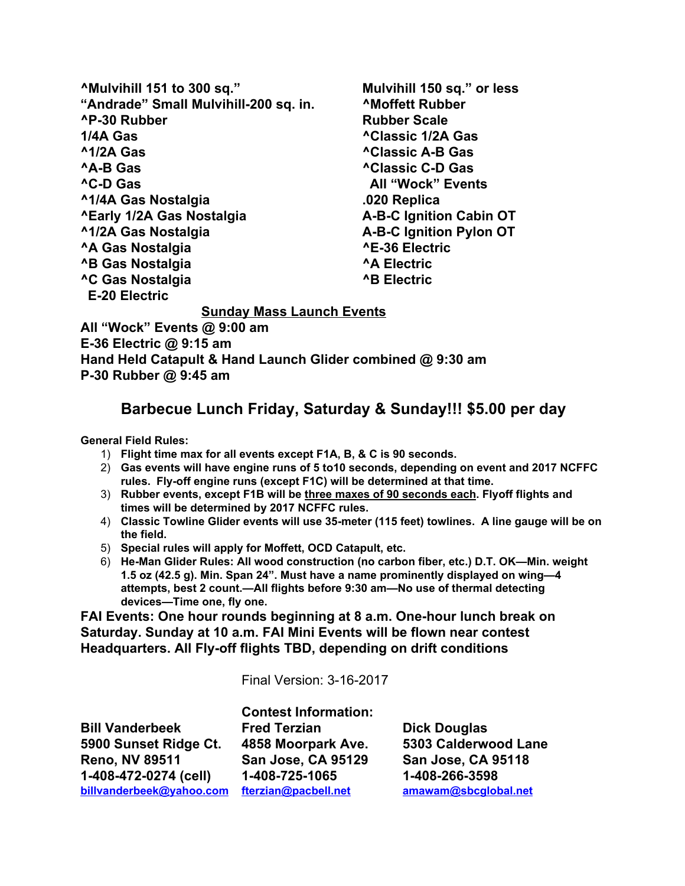^Mulvihill 151 to 300 sq."
"Andrade" Small Mulvihill-200 sq. in.
^P-30 Rubber
1/4A Gas
^1/2A Gas
^A-B Gas
^C-D Gas
^1/4A Gas Nostalgia
^Early 1/2A Gas Nostalgia
^1/2A Gas Nostalgia
^A Gas Nostalgia
^B Gas Nostalgia
^C Gas Nostalgia
E-20 Electric

Mulvihill 150 sq." or less
^Moffett Rubber
Rubber Scale
^Classic 1/2A Gas
^Classic A-B Gas
^Classic C-D Gas
All "Wock" Events
.020 Replica
A-B-C Ignition Cabin OT
A-B-C Ignition Pylon OT
^E-36 Electric
^A Electric
^B Electric

**Sunday Mass Launch Events**

**All "Wock" Events @ 9:00 am**
**E-36 Electric @ 9:15 am**
**Hand Held Catapult & Hand Launch Glider combined @ 9:30 am**
**P-30 Rubber @ 9:45 am**

## Barbecue Lunch Friday, Saturday & Sunday!!! $5.00 per day

**General Field Rules:**

1) Flight time max for all events except F1A, B, & C is 90 seconds.
2) Gas events will have engine runs of 5 to10 seconds, depending on event and 2017 NCFFC rules. Fly-off engine runs (except F1C) will be determined at that time.
3) Rubber events, except F1B will be three maxes of 90 seconds each. Flyoff flights and times will be determined by 2017 NCFFC rules.
4) Classic Towline Glider events will use 35-meter (115 feet) towlines. A line gauge will be on the field.
5) Special rules will apply for Moffett, OCD Catapult, etc.
6) He-Man Glider Rules: All wood construction (no carbon fiber, etc.) D.T. OK—Min. weight 1.5 oz (42.5 g). Min. Span 24". Must have a name prominently displayed on wing—4 attempts, best 2 count.—All flights before 9:30 am—No use of thermal detecting devices—Time one, fly one.

**FAI Events: One hour rounds beginning at 8 a.m. One-hour lunch break on Saturday. Sunday at 10 a.m. FAI Mini Events will be flown near contest Headquarters. All Fly-off flights TBD, depending on drift conditions**

Final Version: 3-16-2017

**Contest Information:**

| | | |
|---|---|---|
| Bill Vanderbeek | Fred Terzian | Dick Douglas |
| 5900 Sunset Ridge Ct. | 4858 Moorpark Ave. | 5303 Calderwood Lane |
| Reno, NV 89511 | San Jose, CA 95129 | San Jose, CA 95118 |
| 1-408-472-0274 (cell) | 1-408-725-1065 | 1-408-266-3598 |
| billvanderbeek@yahoo.com | fterzian@pacbell.net | amawam@sbcglobal.net |